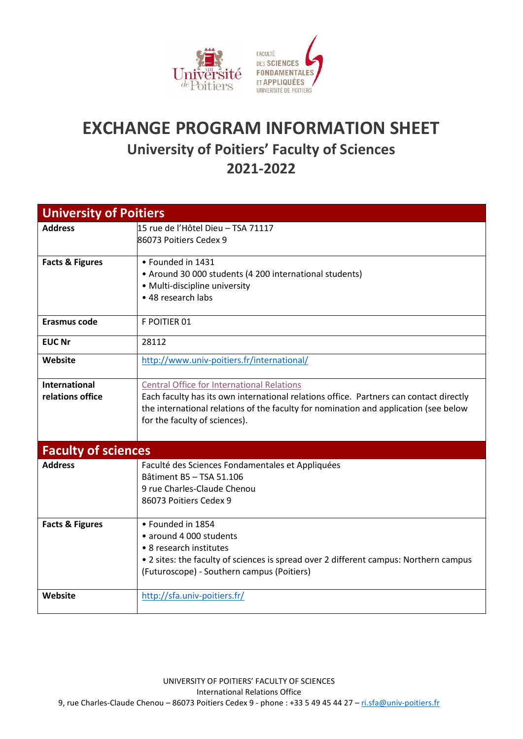# EXCHANGE PROGRAM INFORMATION SHEET

## University of Poitiers' Faculty of Sciences

## 2021-2022

| **University of Poitiers** | |
|---|---|
| **Address** | 15 rue de l'Hôtel Dieu – TSA 71117<br>86073 Poitiers Cedex 9 |
| **Facts & Figures** | • Founded in 1431<br>• Around 30 000 students (4 200 international students)<br>• Multi-discipline university<br>• 48 research labs |
| **Erasmus code** | F POITIER 01 |
| **EUC Nr** | 28112 |
| **Website** | http://www.univ-poitiers.fr/international/ |
| **International relations office** | Central Office for International Relations<br>Each faculty has its own international relations office. Partners can contact directly the international relations of the faculty for nomination and application (see below for the faculty of sciences). |
| **Faculty of sciences** | |
| **Address** | Faculté des Sciences Fondamentales et Appliquées<br>Bâtiment B5 – TSA 51.106<br>9 rue Charles-Claude Chenou<br>86073 Poitiers Cedex 9 |
| **Facts & Figures** | • Founded in 1854<br>• around 4 000 students<br>• 8 research institutes<br>• 2 sites: the faculty of sciences is spread over 2 different campus: Northern campus (Futuroscope) - Southern campus (Poitiers) |
| **Website** | http://sfa.univ-poitiers.fr/ |

UNIVERSITY OF POITIERS' FACULTY OF SCIENCES
International Relations Office
9, rue Charles-Claude Chenou – 86073 Poitiers Cedex 9 - phone : +33 5 49 45 44 27 – ri.sfa@univ-poitiers.fr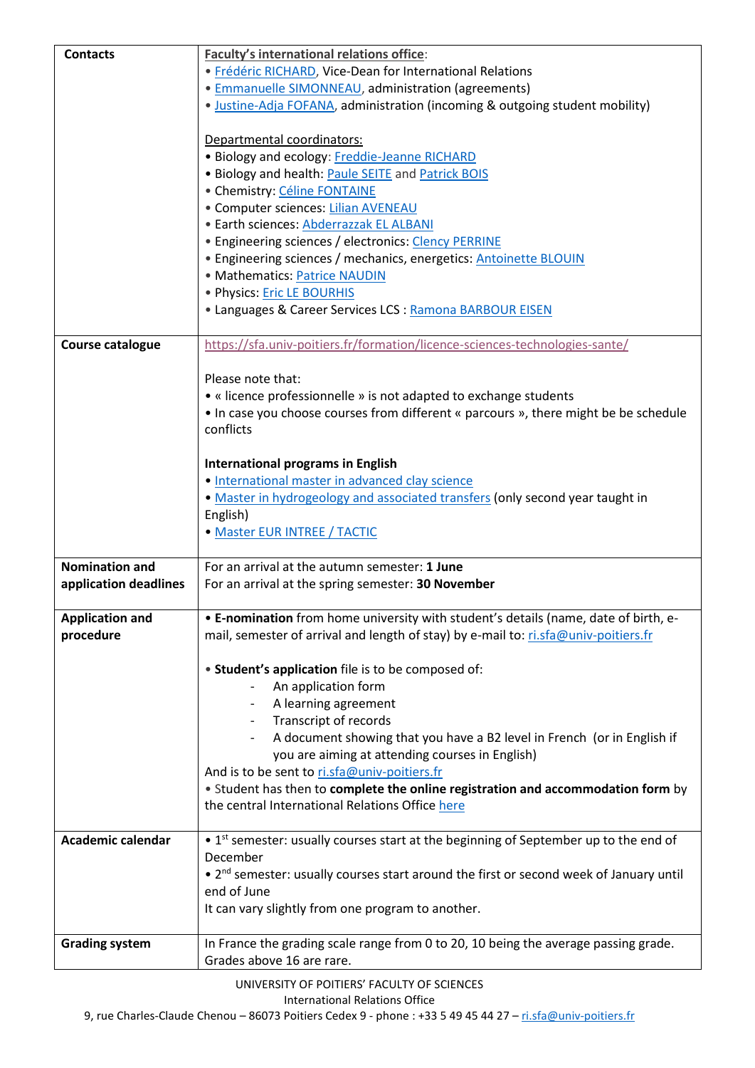| | |
|---|---|
| **Contacts** | Faculty's international relations office:<br>• Frédéric RICHARD, Vice-Dean for International Relations<br>• Emmanuelle SIMONNEAU, administration (agreements)<br>• Justine-Adja FOFANA, administration (incoming & outgoing student mobility)<br><br>Departmental coordinators:<br>• Biology and ecology: Freddie-Jeanne RICHARD<br>• Biology and health: Paule SEITE and Patrick BOIS<br>• Chemistry: Céline FONTAINE<br>• Computer sciences: Lilian AVENEAU<br>• Earth sciences: Abderrazzak EL ALBANI<br>• Engineering sciences / electronics: Clency PERRINE<br>• Engineering sciences / mechanics, energetics: Antoinette BLOUIN<br>• Mathematics: Patrice NAUDIN<br>• Physics: Eric LE BOURHIS<br>• Languages & Career Services LCS : Ramona BARBOUR EISEN |
| **Course catalogue** | https://sfa.univ-poitiers.fr/formation/licence-sciences-technologies-sante/<br><br>Please note that:<br>• « licence professionnelle » is not adapted to exchange students<br>• In case you choose courses from different « parcours », there might be be schedule conflicts<br><br>**International programs in English**<br>• International master in advanced clay science<br>• Master in hydrogeology and associated transfers (only second year taught in English)<br>• Master EUR INTREE / TACTIC |
| **Nomination and application deadlines** | For an arrival at the autumn semester: **1 June**<br>For an arrival at the spring semester: **30 November** |
| **Application and procedure** | • **E-nomination** from home university with student's details (name, date of birth, e-mail, semester of arrival and length of stay) by e-mail to: ri.sfa@univ-poitiers.fr<br><br>• **Student's application** file is to be composed of:<br>- An application form<br>- A learning agreement<br>- Transcript of records<br>- A document showing that you have a B2 level in French (or in English if you are aiming at attending courses in English)<br>And is to be sent to ri.sfa@univ-poitiers.fr<br>• Student has then to **complete the online registration and accommodation form** by the central International Relations Office here |
| **Academic calendar** | • 1st semester: usually courses start at the beginning of September up to the end of December<br>• 2nd semester: usually courses start around the first or second week of January until end of June<br>It can vary slightly from one program to another. |
| **Grading system** | In France the grading scale range from 0 to 20, 10 being the average passing grade. Grades above 16 are rare. |

UNIVERSITY OF POITIERS' FACULTY OF SCIENCES
International Relations Office
9, rue Charles-Claude Chenou – 86073 Poitiers Cedex 9 - phone : +33 5 49 45 44 27 – ri.sfa@univ-poitiers.fr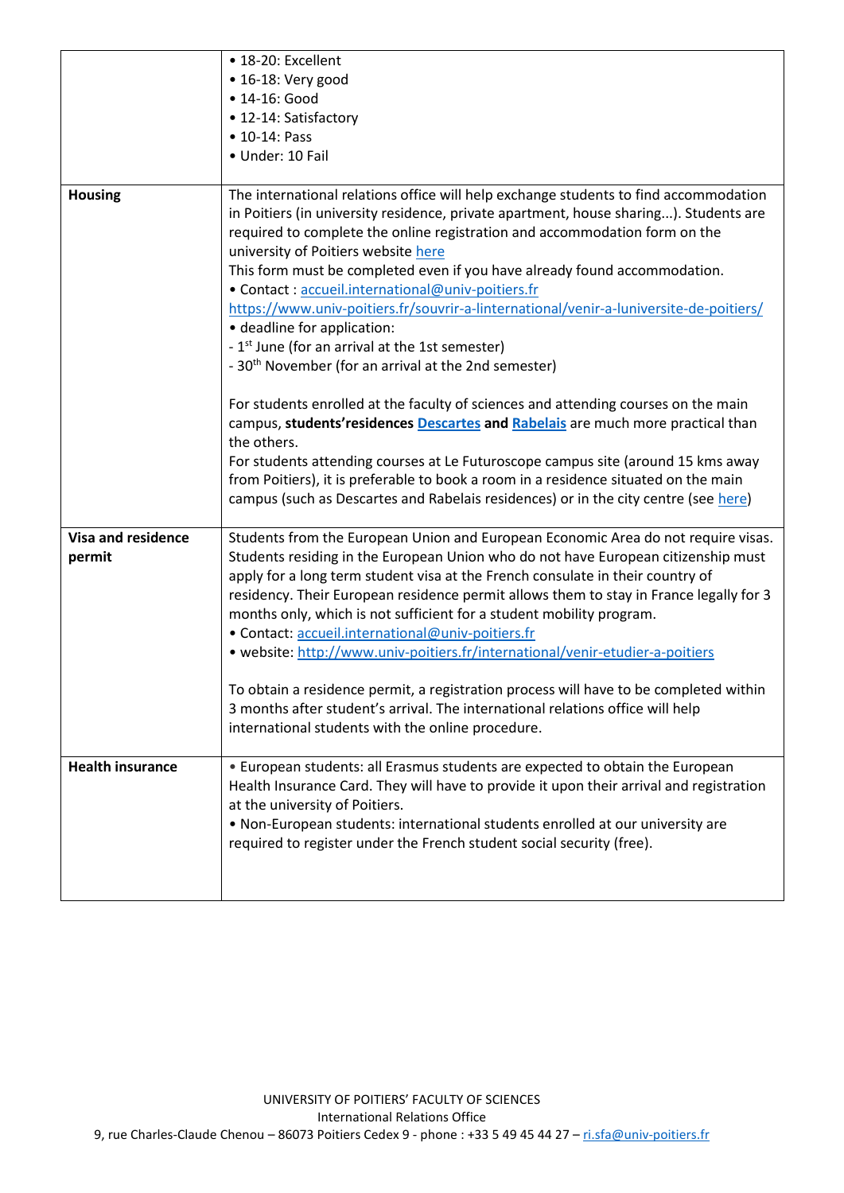| | |
|---|---|
| | • 18-20: Excellent<br>• 16-18: Very good<br>• 14-16: Good<br>• 12-14: Satisfactory<br>• 10-14: Pass<br>• Under: 10 Fail |
| **Housing** | The international relations office will help exchange students to find accommodation in Poitiers (in university residence, private apartment, house sharing...). Students are required to complete the online registration and accommodation form on the university of Poitiers website here<br>This form must be completed even if you have already found accommodation.<br>• Contact : accueil.international@univ-poitiers.fr<br>https://www.univ-poitiers.fr/souvrir-a-linternational/venir-a-luniversite-de-poitiers/<br>• deadline for application:<br>- 1st June (for an arrival at the 1st semester)<br>- 30th November (for an arrival at the 2nd semester)<br><br>For students enrolled at the faculty of sciences and attending courses on the main campus, **students'residences Descartes and Rabelais** are much more practical than the others.<br>For students attending courses at Le Futuroscope campus site (around 15 kms away from Poitiers), it is preferable to book a room in a residence situated on the main campus (such as Descartes and Rabelais residences) or in the city centre (see here) |
| **Visa and residence permit** | Students from the European Union and European Economic Area do not require visas. Students residing in the European Union who do not have European citizenship must apply for a long term student visa at the French consulate in their country of residency. Their European residence permit allows them to stay in France legally for 3 months only, which is not sufficient for a student mobility program.<br>• Contact: accueil.international@univ-poitiers.fr<br>• website: http://www.univ-poitiers.fr/international/venir-etudier-a-poitiers<br><br>To obtain a residence permit, a registration process will have to be completed within 3 months after student's arrival. The international relations office will help international students with the online procedure. |
| **Health insurance** | • European students: all Erasmus students are expected to obtain the European Health Insurance Card. They will have to provide it upon their arrival and registration at the university of Poitiers.<br>• Non-European students: international students enrolled at our university are required to register under the French student social security (free). |

UNIVERSITY OF POITIERS' FACULTY OF SCIENCES
International Relations Office
9, rue Charles-Claude Chenou – 86073 Poitiers Cedex 9 - phone : +33 5 49 45 44 27 – ri.sfa@univ-poitiers.fr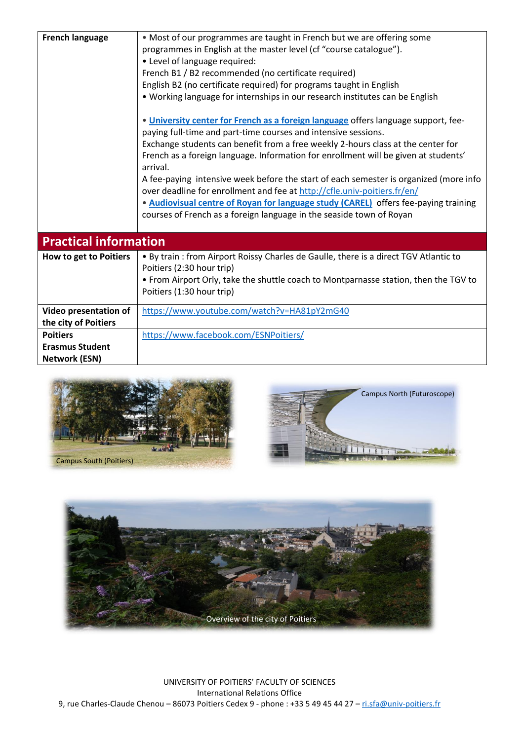| | |
|---|---|
| **French language** | • Most of our programmes are taught in French but we are offering some programmes in English at the master level (cf "course catalogue").<br>• Level of language required:<br>French B1 / B2 recommended (no certificate required)<br>English B2 (no certificate required) for programs taught in English<br>• Working language for internships in our research institutes can be English<br><br>• **University center for French as a foreign language** offers language support, fee-paying full-time and part-time courses and intensive sessions.<br>Exchange students can benefit from a free weekly 2-hours class at the center for French as a foreign language. Information for enrollment will be given at students' arrival.<br>A fee-paying intensive week before the start of each semester is organized (more info over deadline for enrollment and fee at http://cfle.univ-poitiers.fr/en/<br>• **Audiovisual centre of Royan for language study (CAREL)** offers fee-paying training courses of French as a foreign language in the seaside town of Royan |

## Practical information

| | |
|---|---|
| **How to get to Poitiers** | • By train : from Airport Roissy Charles de Gaulle, there is a direct TGV Atlantic to Poitiers (2:30 hour trip)<br>• From Airport Orly, take the shuttle coach to Montparnasse station, then the TGV to Poitiers (1:30 hour trip) |
| **Video presentation of the city of Poitiers** | https://www.youtube.com/watch?v=HA81pY2mG40 |
| **Poitiers Erasmus Student Network (ESN)** | https://www.facebook.com/ESNPoitiers/ |

Campus South (Poitiers)

Campus North (Futuroscope)

Overview of the city of Poitiers

UNIVERSITY OF POITIERS' FACULTY OF SCIENCES
International Relations Office
9, rue Charles-Claude Chenou – 86073 Poitiers Cedex 9 - phone : +33 5 49 45 44 27 – ri.sfa@univ-poitiers.fr